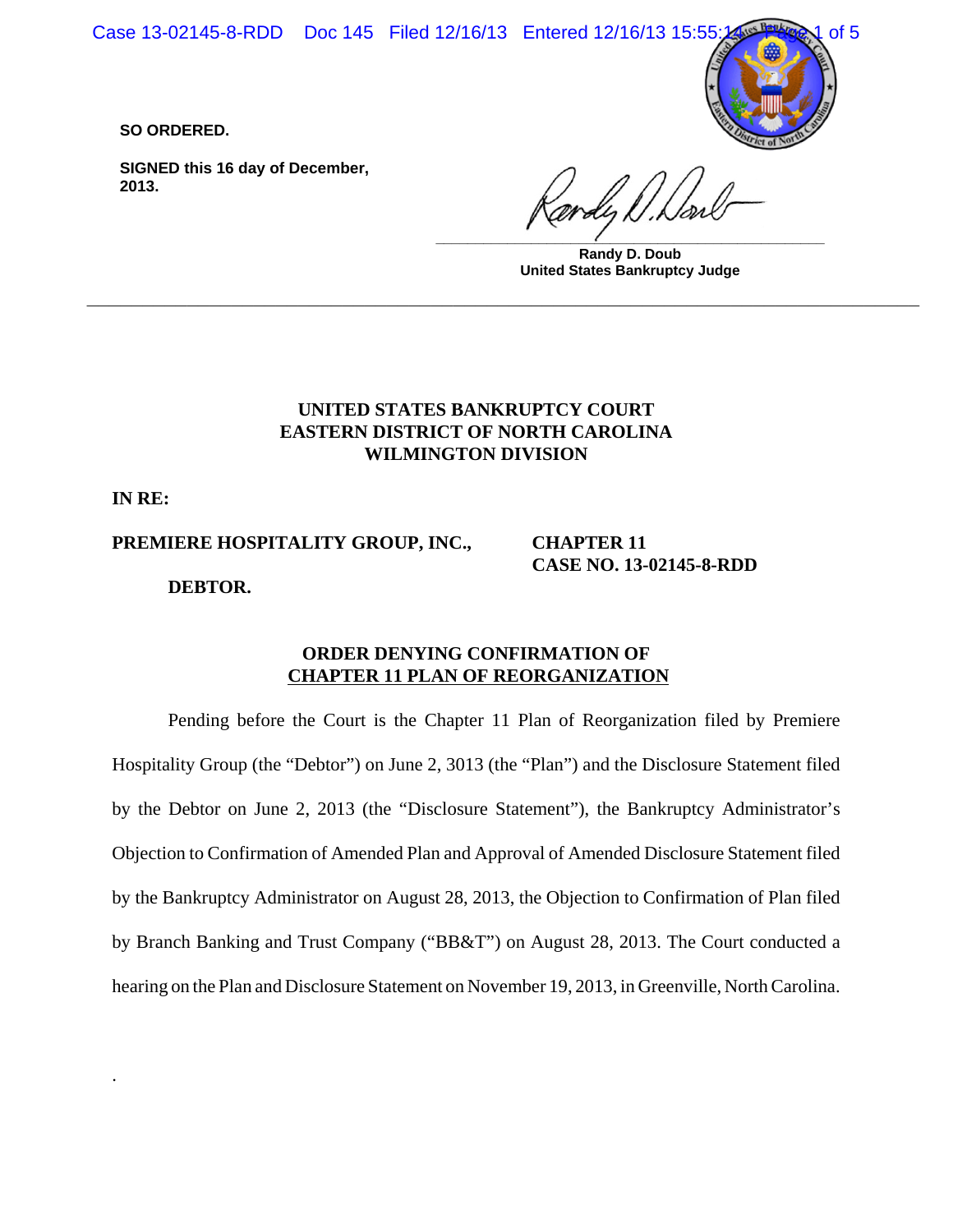**SO ORDERED.**

**SIGNED this 16 day of December, 2013.**

**Randy D. Doub**
**United States Bankruptcy Judge**

---

**UNITED STATES BANKRUPTCY COURT**
**EASTERN DISTRICT OF NORTH CAROLINA**
**WILMINGTON DIVISION**

**IN RE:**

**PREMIERE HOSPITALITY GROUP, INC.,** **CHAPTER 11**
**CASE NO. 13-02145-8-RDD**

**DEBTOR.**

**ORDER DENYING CONFIRMATION OF CHAPTER 11 PLAN OF REORGANIZATION**

Pending before the Court is the Chapter 11 Plan of Reorganization filed by Premiere Hospitality Group (the "Debtor") on June 2, 3013 (the "Plan") and the Disclosure Statement filed by the Debtor on June 2, 2013 (the "Disclosure Statement"), the Bankruptcy Administrator's Objection to Confirmation of Amended Plan and Approval of Amended Disclosure Statement filed by the Bankruptcy Administrator on August 28, 2013, the Objection to Confirmation of Plan filed by Branch Banking and Trust Company ("BB&T") on August 28, 2013. The Court conducted a hearing on the Plan and Disclosure Statement on November 19, 2013, in Greenville, North Carolina.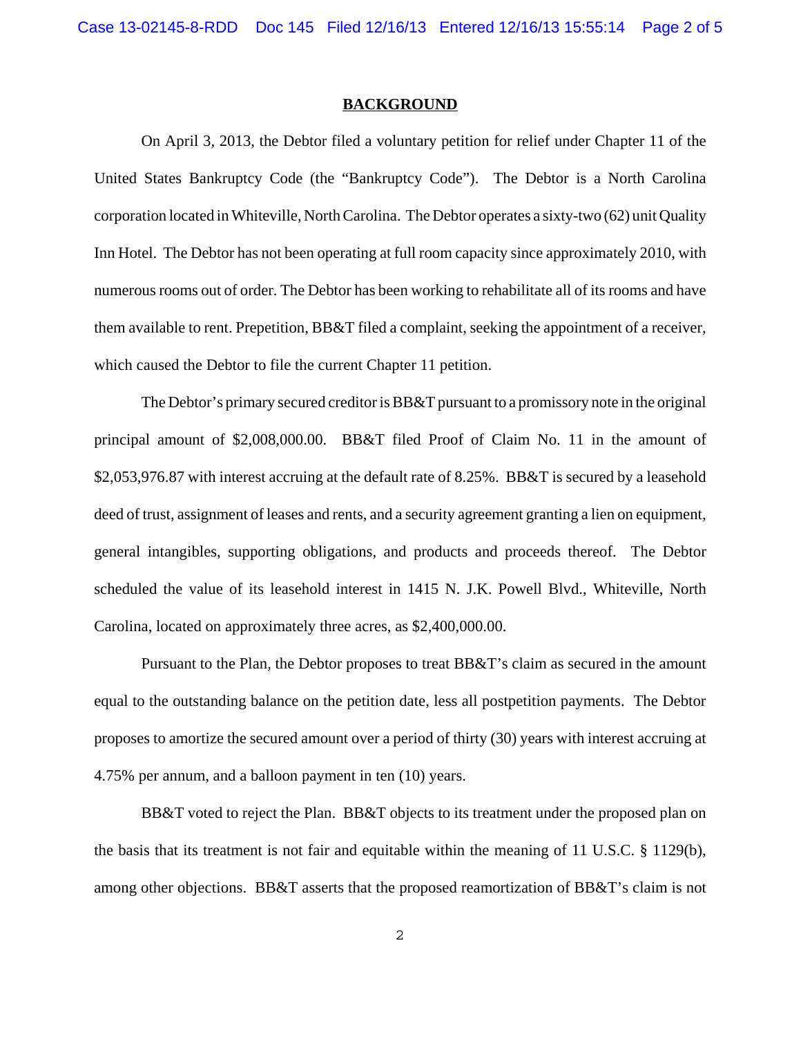## BACKGROUND

On April 3, 2013, the Debtor filed a voluntary petition for relief under Chapter 11 of the United States Bankruptcy Code (the "Bankruptcy Code"). The Debtor is a North Carolina corporation located in Whiteville, North Carolina. The Debtor operates a sixty-two (62) unit Quality Inn Hotel. The Debtor has not been operating at full room capacity since approximately 2010, with numerous rooms out of order. The Debtor has been working to rehabilitate all of its rooms and have them available to rent. Prepetition, BB&T filed a complaint, seeking the appointment of a receiver, which caused the Debtor to file the current Chapter 11 petition.

The Debtor's primary secured creditor is BB&T pursuant to a promissory note in the original principal amount of $2,008,000.00. BB&T filed Proof of Claim No. 11 in the amount of $2,053,976.87 with interest accruing at the default rate of 8.25%. BB&T is secured by a leasehold deed of trust, assignment of leases and rents, and a security agreement granting a lien on equipment, general intangibles, supporting obligations, and products and proceeds thereof. The Debtor scheduled the value of its leasehold interest in 1415 N. J.K. Powell Blvd., Whiteville, North Carolina, located on approximately three acres, as $2,400,000.00.

Pursuant to the Plan, the Debtor proposes to treat BB&T's claim as secured in the amount equal to the outstanding balance on the petition date, less all postpetition payments. The Debtor proposes to amortize the secured amount over a period of thirty (30) years with interest accruing at 4.75% per annum, and a balloon payment in ten (10) years.

BB&T voted to reject the Plan. BB&T objects to its treatment under the proposed plan on the basis that its treatment is not fair and equitable within the meaning of 11 U.S.C. § 1129(b), among other objections. BB&T asserts that the proposed reamortization of BB&T's claim is not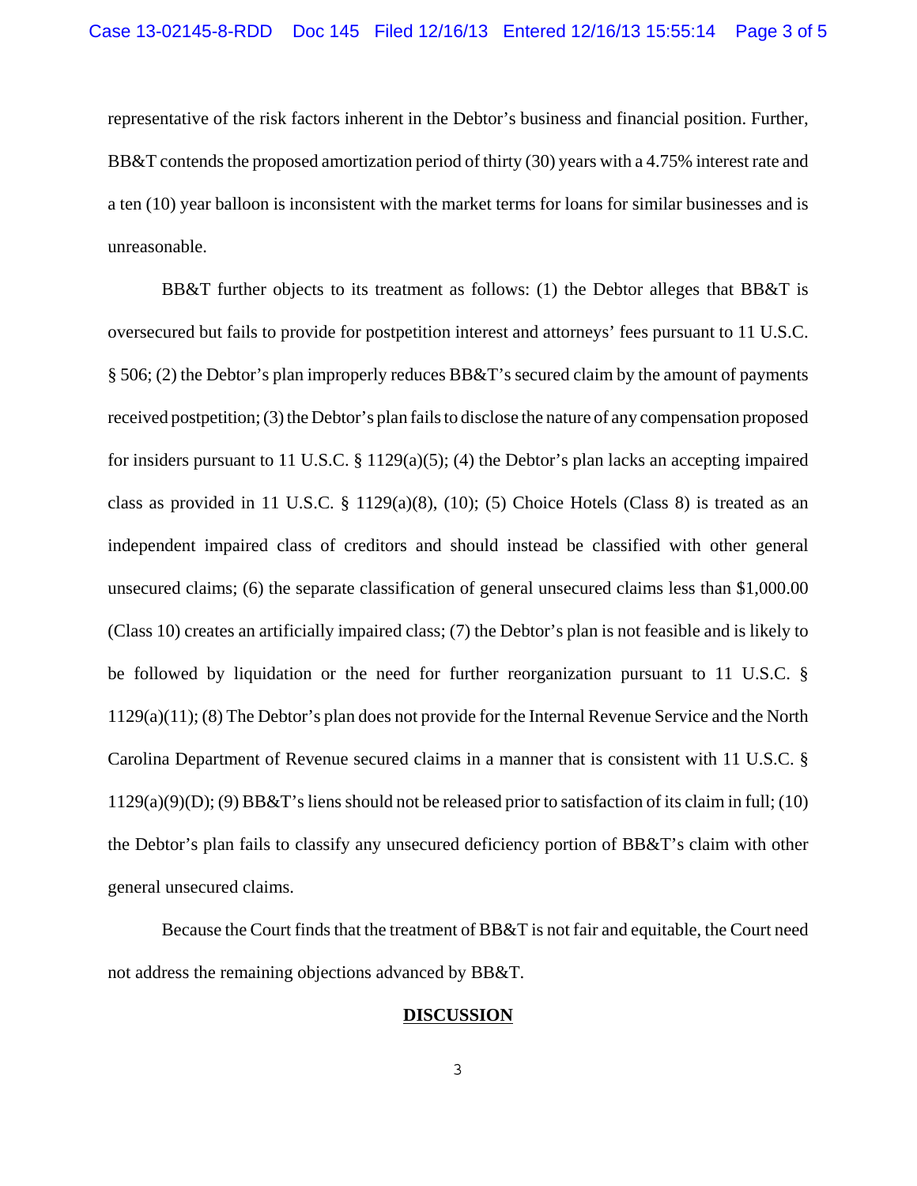representative of the risk factors inherent in the Debtor's business and financial position. Further, BB&T contends the proposed amortization period of thirty (30) years with a 4.75% interest rate and a ten (10) year balloon is inconsistent with the market terms for loans for similar businesses and is unreasonable.

BB&T further objects to its treatment as follows: (1) the Debtor alleges that BB&T is oversecured but fails to provide for postpetition interest and attorneys' fees pursuant to 11 U.S.C. § 506; (2) the Debtor's plan improperly reduces BB&T's secured claim by the amount of payments received postpetition; (3) the Debtor's plan fails to disclose the nature of any compensation proposed for insiders pursuant to 11 U.S.C. § 1129(a)(5); (4) the Debtor's plan lacks an accepting impaired class as provided in 11 U.S.C. § 1129(a)(8), (10); (5) Choice Hotels (Class 8) is treated as an independent impaired class of creditors and should instead be classified with other general unsecured claims; (6) the separate classification of general unsecured claims less than $1,000.00 (Class 10) creates an artificially impaired class; (7) the Debtor's plan is not feasible and is likely to be followed by liquidation or the need for further reorganization pursuant to 11 U.S.C. § 1129(a)(11); (8) The Debtor's plan does not provide for the Internal Revenue Service and the North Carolina Department of Revenue secured claims in a manner that is consistent with 11 U.S.C. § 1129(a)(9)(D); (9) BB&T's liens should not be released prior to satisfaction of its claim in full; (10) the Debtor's plan fails to classify any unsecured deficiency portion of BB&T's claim with other general unsecured claims.

Because the Court finds that the treatment of BB&T is not fair and equitable, the Court need not address the remaining objections advanced by BB&T.

## DISCUSSION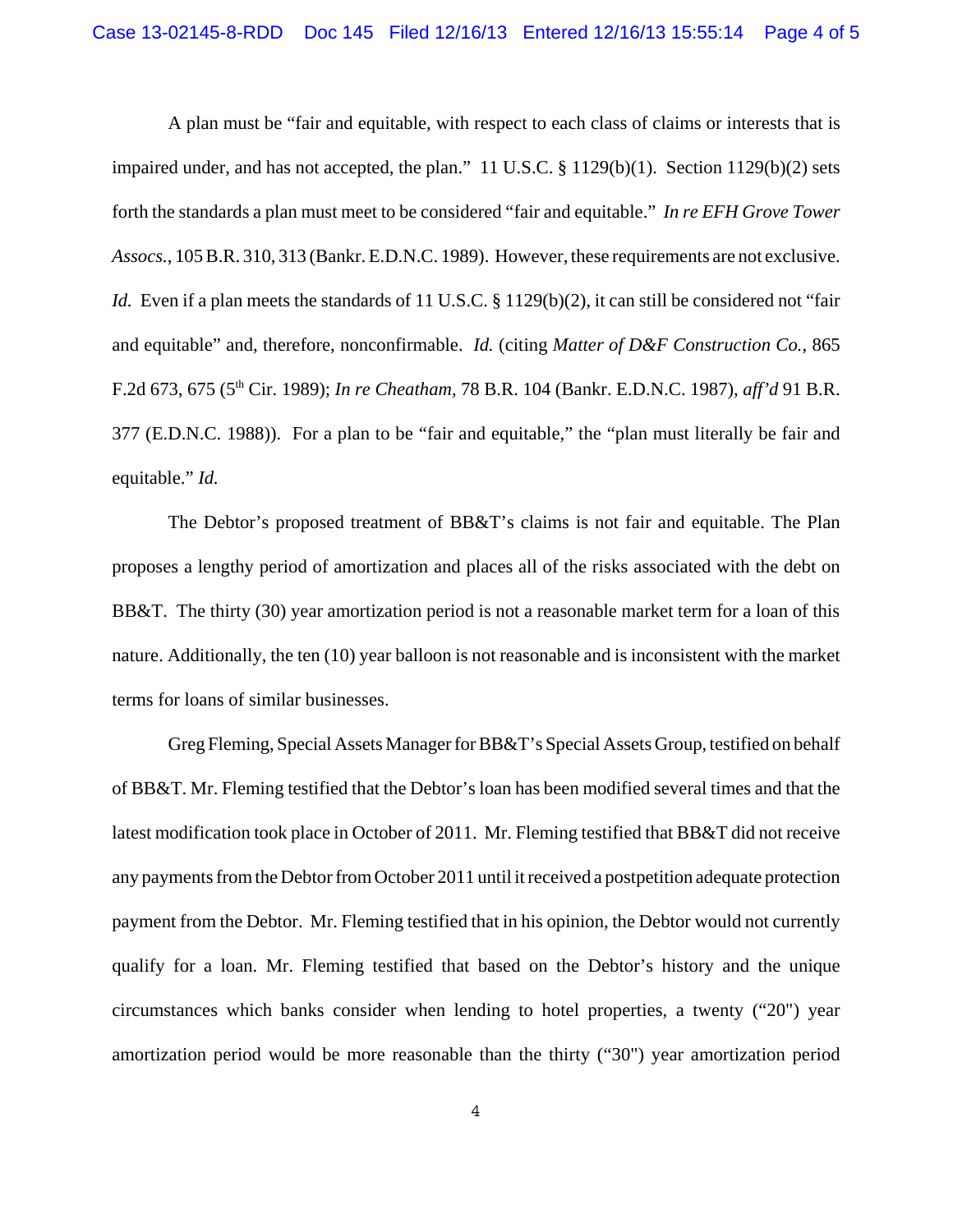A plan must be "fair and equitable, with respect to each class of claims or interests that is impaired under, and has not accepted, the plan." 11 U.S.C. § 1129(b)(1). Section 1129(b)(2) sets forth the standards a plan must meet to be considered "fair and equitable." *In re EFH Grove Tower Assocs.*, 105 B.R. 310, 313 (Bankr. E.D.N.C. 1989). However, these requirements are not exclusive. *Id.* Even if a plan meets the standards of 11 U.S.C. § 1129(b)(2), it can still be considered not "fair and equitable" and, therefore, nonconfirmable. *Id.* (citing *Matter of D&F Construction Co.*, 865 F.2d 673, 675 (5th Cir. 1989); *In re Cheatham*, 78 B.R. 104 (Bankr. E.D.N.C. 1987), *aff'd* 91 B.R. 377 (E.D.N.C. 1988)). For a plan to be "fair and equitable," the "plan must literally be fair and equitable." *Id.*

The Debtor's proposed treatment of BB&T's claims is not fair and equitable. The Plan proposes a lengthy period of amortization and places all of the risks associated with the debt on BB&T. The thirty (30) year amortization period is not a reasonable market term for a loan of this nature. Additionally, the ten (10) year balloon is not reasonable and is inconsistent with the market terms for loans of similar businesses.

Greg Fleming, Special Assets Manager for BB&T's Special Assets Group, testified on behalf of BB&T. Mr. Fleming testified that the Debtor's loan has been modified several times and that the latest modification took place in October of 2011. Mr. Fleming testified that BB&T did not receive any payments from the Debtor from October 2011 until it received a postpetition adequate protection payment from the Debtor. Mr. Fleming testified that in his opinion, the Debtor would not currently qualify for a loan. Mr. Fleming testified that based on the Debtor's history and the unique circumstances which banks consider when lending to hotel properties, a twenty ("20") year amortization period would be more reasonable than the thirty ("30") year amortization period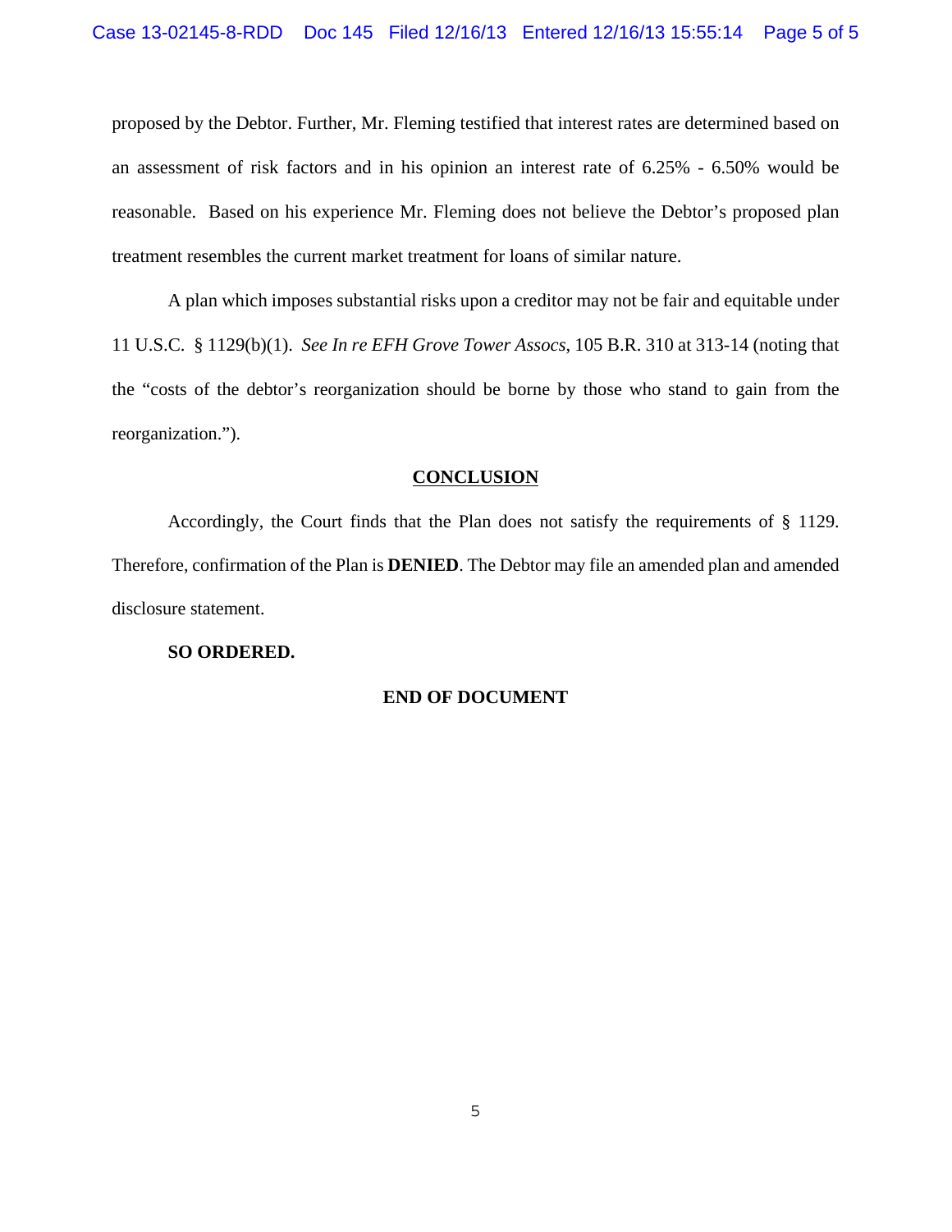proposed by the Debtor. Further, Mr. Fleming testified that interest rates are determined based on an assessment of risk factors and in his opinion an interest rate of 6.25% - 6.50% would be reasonable. Based on his experience Mr. Fleming does not believe the Debtor's proposed plan treatment resembles the current market treatment for loans of similar nature.

A plan which imposes substantial risks upon a creditor may not be fair and equitable under 11 U.S.C. § 1129(b)(1). *See In re EFH Grove Tower Assocs*, 105 B.R. 310 at 313-14 (noting that the "costs of the debtor's reorganization should be borne by those who stand to gain from the reorganization.").

## CONCLUSION

Accordingly, the Court finds that the Plan does not satisfy the requirements of § 1129. Therefore, confirmation of the Plan is **DENIED**. The Debtor may file an amended plan and amended disclosure statement.

**SO ORDERED.**

**END OF DOCUMENT**